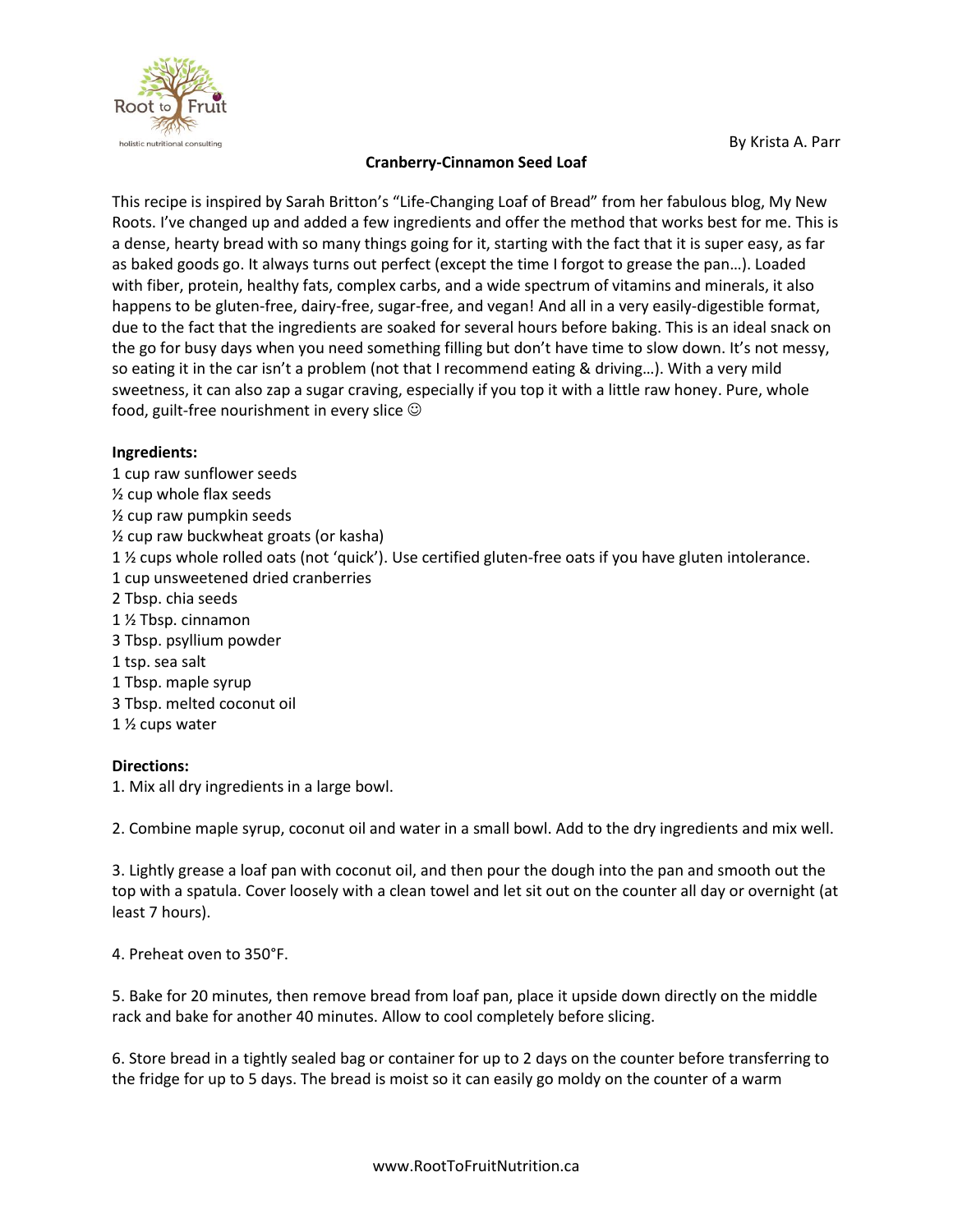By Krista A. Parr

**Cranberry-Cinnamon Seed Loaf**

This recipe is inspired by Sarah Britton's "Life-Changing Loaf of Bread" from her fabulous blog, My New Roots. I've changed up and added a few ingredients and offer the method that works best for me. This is a dense, hearty bread with so many things going for it, starting with the fact that it is super easy, as far as baked goods go. It always turns out perfect (except the time I forgot to grease the pan…). Loaded with fiber, protein, healthy fats, complex carbs, and a wide spectrum of vitamins and minerals, it also happens to be gluten-free, dairy-free, sugar-free, and vegan! And all in a very easily-digestible format, due to the fact that the ingredients are soaked for several hours before baking. This is an ideal snack on the go for busy days when you need something filling but don't have time to slow down. It's not messy, so eating it in the car isn't a problem (not that I recommend eating & driving…). With a very mild sweetness, it can also zap a sugar craving, especially if you top it with a little raw honey. Pure, whole food, guilt-free nourishment in every slice ☺

**Ingredients:**

1 cup raw sunflower seeds
½ cup whole flax seeds
½ cup raw pumpkin seeds
½ cup raw buckwheat groats (or kasha)
1 ½ cups whole rolled oats (not 'quick'). Use certified gluten-free oats if you have gluten intolerance.
1 cup unsweetened dried cranberries
2 Tbsp. chia seeds
1 ½ Tbsp. cinnamon
3 Tbsp. psyllium powder
1 tsp. sea salt
1 Tbsp. maple syrup
3 Tbsp. melted coconut oil
1 ½ cups water

**Directions:**

1. Mix all dry ingredients in a large bowl.

2. Combine maple syrup, coconut oil and water in a small bowl. Add to the dry ingredients and mix well.

3. Lightly grease a loaf pan with coconut oil, and then pour the dough into the pan and smooth out the top with a spatula. Cover loosely with a clean towel and let sit out on the counter all day or overnight (at least 7 hours).

4. Preheat oven to 350°F.

5. Bake for 20 minutes, then remove bread from loaf pan, place it upside down directly on the middle rack and bake for another 40 minutes. Allow to cool completely before slicing.

6. Store bread in a tightly sealed bag or container for up to 2 days on the counter before transferring to the fridge for up to 5 days. The bread is moist so it can easily go moldy on the counter of a warm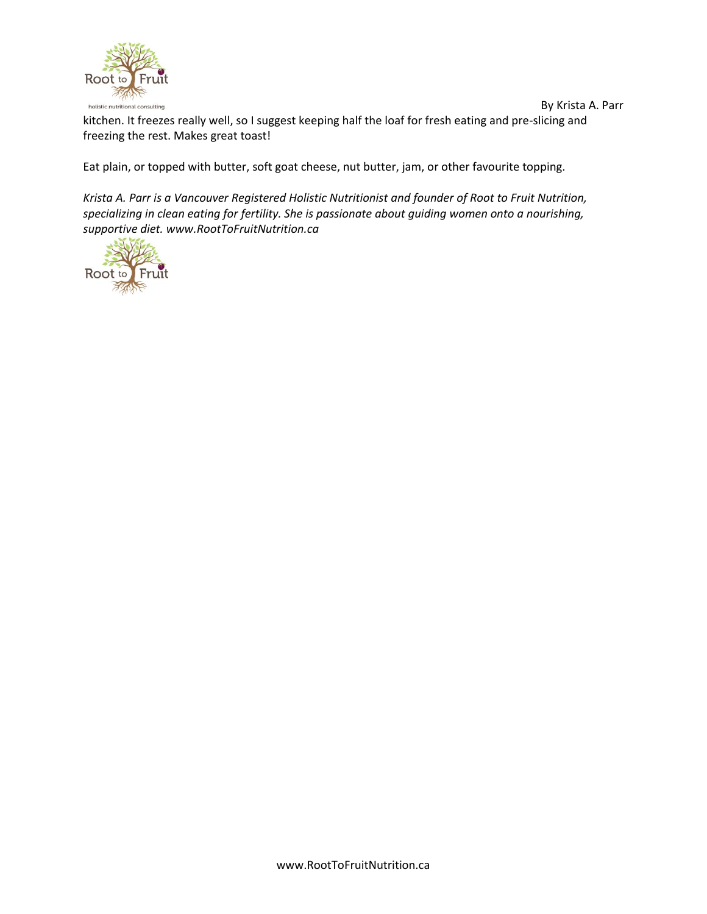kitchen. It freezes really well, so I suggest keeping half the loaf for fresh eating and pre-slicing and freezing the rest. Makes great toast!

Eat plain, or topped with butter, soft goat cheese, nut butter, jam, or other favourite topping.

*Krista A. Parr is a Vancouver Registered Holistic Nutritionist and founder of Root to Fruit Nutrition, specializing in clean eating for fertility. She is passionate about guiding women onto a nourishing, supportive diet. www.RootToFruitNutrition.ca*